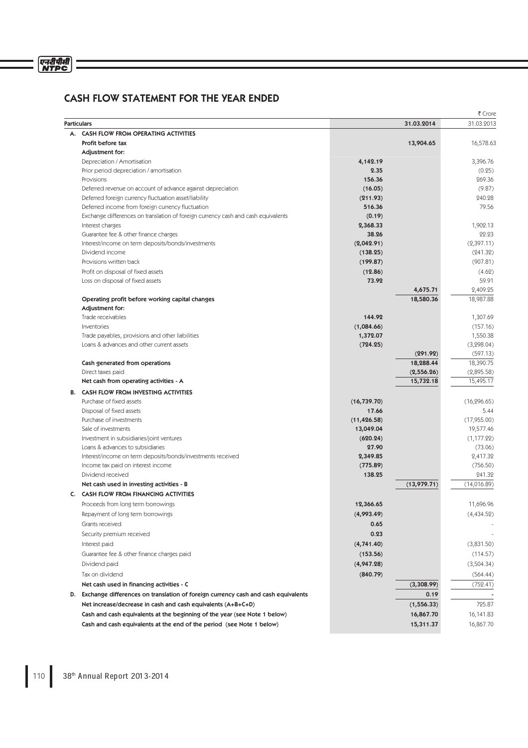## CASH FLOW STATEMENT FOR THE YEAR ENDED

₹ Crore

| Particulars | | 31.03.2014 | 31.03.2013 |
|---|---|---|---|
| **A. CASH FLOW FROM OPERATING ACTIVITIES** | | | |
| **Profit before tax** | | **13,904.65** | 16,578.63 |
| **Adjustment for:** | | | |
| Depreciation / Amortisation | **4,142.19** | | 3,396.76 |
| Prior period depreciation / amortisation | **2.35** | | (0.25) |
| Provisions | **156.36** | | 269.36 |
| Deferred revenue on account of advance against depreciation | **(16.05)** | | (9.87) |
| Deferred foreign currency fluctuation asset/liability | **(211.93)** | | 240.28 |
| Deferred income from foreign currency fluctuation | **516.36** | | 79.56 |
| Exchange differences on translation of foreign currency cash and cash equivalents | **(0.19)** | | |
| Interest charges | **2,368.33** | | 1,902.13 |
| Guarantee fee & other finance charges | **38.26** | | 22.23 |
| Interest/income on term deposits/bonds/investments | **(2,042.91)** | | (2,397.11) |
| Dividend income | **(138.25)** | | (241.32) |
| Provisions written back | **(199.87)** | | (907.81) |
| Profit on disposal of fixed assets | **(12.86)** | | (4.62) |
| Loss on disposal of fixed assets | **73.92** | | 59.91 |
| | | **4,675.71** | 2,409.25 |
| **Operating profit before working capital changes** | | **18,580.36** | 18,987.88 |
| **Adjustment for:** | | | |
| Trade receivables | **144.92** | | 1,307.69 |
| Inventories | **(1,084.66)** | | (157.16) |
| Trade payables, provisions and other liabilities | **1,372.07** | | 1,550.38 |
| Loans & advances and other current assets | **(724.25)** | | (3,298.04) |
| | | **(291.92)** | (597.13) |
| **Cash generated from operations** | | **18,288.44** | 18,390.75 |
| Direct taxes paid | | **(2,556.26)** | (2,895.58) |
| **Net cash from operating activities - A** | | **15,732.18** | 15,495.17 |
| **B. CASH FLOW FROM INVESTING ACTIVITIES** | | | |
| Purchase of fixed assets | **(16,739.70)** | | (16,296.65) |
| Disposal of fixed assets | **17.66** | | 5.44 |
| Purchase of investments | **(11,426.58)** | | (17,955.00) |
| Sale of investments | **13,049.04** | | 19,577.46 |
| Investment in subsidiaries/joint ventures | **(620.24)** | | (1,177.22) |
| Loans & advances to subsidiaries | **27.90** | | (73.06) |
| Interest/income on term deposits/bonds/investments received | **2,349.85** | | 2,417.32 |
| Income tax paid on interest income | **(775.89)** | | (756.50) |
| Dividend received | **138.25** | | 241.32 |
| **Net cash used in investing activities - B** | | **(13,979.71)** | (14,016.89) |
| **C. CASH FLOW FROM FINANCING ACTIVITIES** | | | |
| Proceeds from long term borrowings | **12,366.65** | | 11,696.96 |
| Repayment of long term borrowings | **(4,993.49)** | | (4,434.52) |
| Grants received | **0.65** | | - |
| Security premium received | **0.23** | | - |
| Interest paid | **(4,741.40)** | | (3,831.50) |
| Guarantee fee & other finance charges paid | **(153.56)** | | (114.57) |
| Dividend paid | **(4,947.28)** | | (3,504.34) |
| Tax on dividend | **(840.79)** | | (564.44) |
| **Net cash used in financing activities - C** | | **(3,308.99)** | (752.41) |
| **D. Exchange differences on translation of foreign currency cash and cash equivalents** | | **0.19** | - |
| **Net increase/decrease in cash and cash equivalents (A+B+C+D)** | | **(1,556.33)** | 725.87 |
| **Cash and cash equivalents at the beginning of the year (see Note 1 below)** | | **16,867.70** | 16,141.83 |
| **Cash and cash equivalents at the end of the period (see Note 1 below)** | | **15,311.37** | 16,867.70 |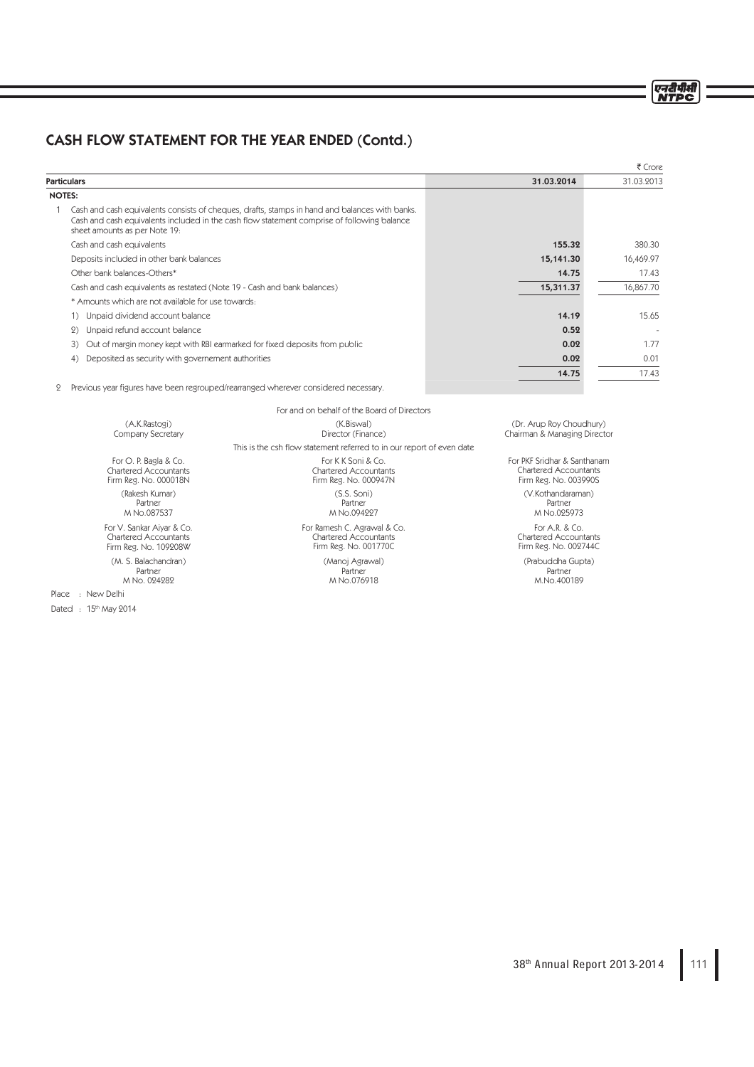# CASH FLOW STATEMENT FOR THE YEAR ENDED (Contd.)

₹ Crore

| Particulars | 31.03.2014 | 31.03.2013 |
|---|---|---|
| **NOTES:** | | |
| 1 Cash and cash equivalents consists of cheques, drafts, stamps in hand and balances with banks. Cash and cash equivalents included in the cash flow statement comprise of following balance sheet amounts as per Note 19: | | |
| Cash and cash equivalents | **155.32** | 380.30 |
| Deposits included in other bank balances | **15,141.30** | 16,469.97 |
| Other bank balances-Others* | **14.75** | 17.43 |
| Cash and cash equivalents as restated (Note 19 - Cash and bank balances) | **15,311.37** | 16,867.70 |
| * Amounts which are not available for use towards: | | |
| 1) Unpaid dividend account balance | **14.19** | 15.65 |
| 2) Unpaid refund account balance | **0.52** | - |
| 3) Out of margin money kept with RBI earmarked for fixed deposits from public | **0.02** | 1.77 |
| 4) Deposited as security with governement authorities | **0.02** | 0.01 |
| | **14.75** | 17.43 |

2 Previous year figures have been regrouped/rearranged wherever considered necessary.

For and on behalf of the Board of Directors

(A.K.Rastogi)
Company Secretary

(K.Biswal)
Director (Finance)

(Dr. Arup Roy Choudhury)
Chairman & Managing Director

This is the csh flow statement referred to in our report of even date

For O. P. Bagla & Co.
Chartered Accountants
Firm Reg. No. 000018N

(Rakesh Kumar)
Partner
M No.087537

For K K Soni & Co.
Chartered Accountants
Firm Reg. No. 000947N

(S.S. Soni)
Partner
M No.094227

For PKF Sridhar & Santhanam
Chartered Accountants
Firm Reg. No. 003990S

(V.Kothandaraman)
Partner
M No.025973

For V. Sankar Aiyar & Co.
Chartered Accountants
Firm Reg. No. 109208W

(M. S. Balachandran)
Partner
M No. 024282

For Ramesh C. Agrawal & Co.
Chartered Accountants
Firm Reg. No. 001770C

(Manoj Agrawal)
Partner
M No.076918

For A.R. & Co.
Chartered Accountants
Firm Reg. No. 002744C

(Prabuddha Gupta)
Partner
M.No.400189

Place : New Delhi

Dated : 15th May 2014